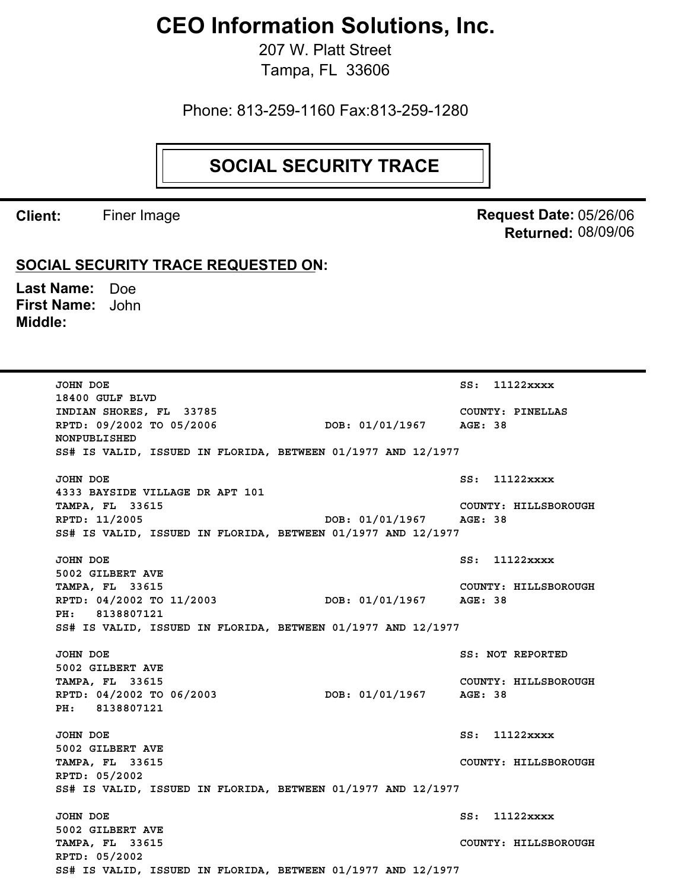# CEO Information Solutions, Inc.

207 W. Platt Street
Tampa, FL 33606

Phone: 813-259-1160 Fax:813-259-1280

## SOCIAL SECURITY TRACE

**Client:** Finer Image

**Request Date:** 05/26/06
**Returned:** 08/09/06

**SOCIAL SECURITY TRACE REQUESTED ON:**

**Last Name:** Doe
**First Name:** John
**Middle:**

---

```
JOHN DOE                                                    SS:  11122xxxx
18400 GULF BLVD
INDIAN SHORES, FL  33785                                    COUNTY: PINELLAS
RPTD: 09/2002 TO 05/2006            DOB: 01/01/1967         AGE: 38
NONPUBLISHED
SS# IS VALID, ISSUED IN FLORIDA, BETWEEN 01/1977 AND 12/1977

JOHN DOE                                                    SS:  11122xxxx
4333 BAYSIDE VILLAGE DR APT 101
TAMPA, FL  33615                                            COUNTY: HILLSBOROUGH
RPTD: 11/2005                       DOB: 01/01/1967         AGE: 38
SS# IS VALID, ISSUED IN FLORIDA, BETWEEN 01/1977 AND 12/1977

JOHN DOE                                                    SS:  11122xxxx
5002 GILBERT AVE
TAMPA, FL  33615                                            COUNTY: HILLSBOROUGH
RPTD: 04/2002 TO 11/2003            DOB: 01/01/1967         AGE: 38
PH:   8138807121
SS# IS VALID, ISSUED IN FLORIDA, BETWEEN 01/1977 AND 12/1977

JOHN DOE                                                    SS: NOT REPORTED
5002 GILBERT AVE
TAMPA, FL  33615                                            COUNTY: HILLSBOROUGH
RPTD: 04/2002 TO 06/2003            DOB: 01/01/1967         AGE: 38
PH:   8138807121

JOHN DOE                                                    SS:  11122xxxx
5002 GILBERT AVE
TAMPA, FL  33615                                            COUNTY: HILLSBOROUGH
RPTD: 05/2002
SS# IS VALID, ISSUED IN FLORIDA, BETWEEN 01/1977 AND 12/1977

JOHN DOE                                                    SS:  11122xxxx
5002 GILBERT AVE
TAMPA, FL  33615                                            COUNTY: HILLSBOROUGH
RPTD: 05/2002
SS# IS VALID, ISSUED IN FLORIDA, BETWEEN 01/1977 AND 12/1977
```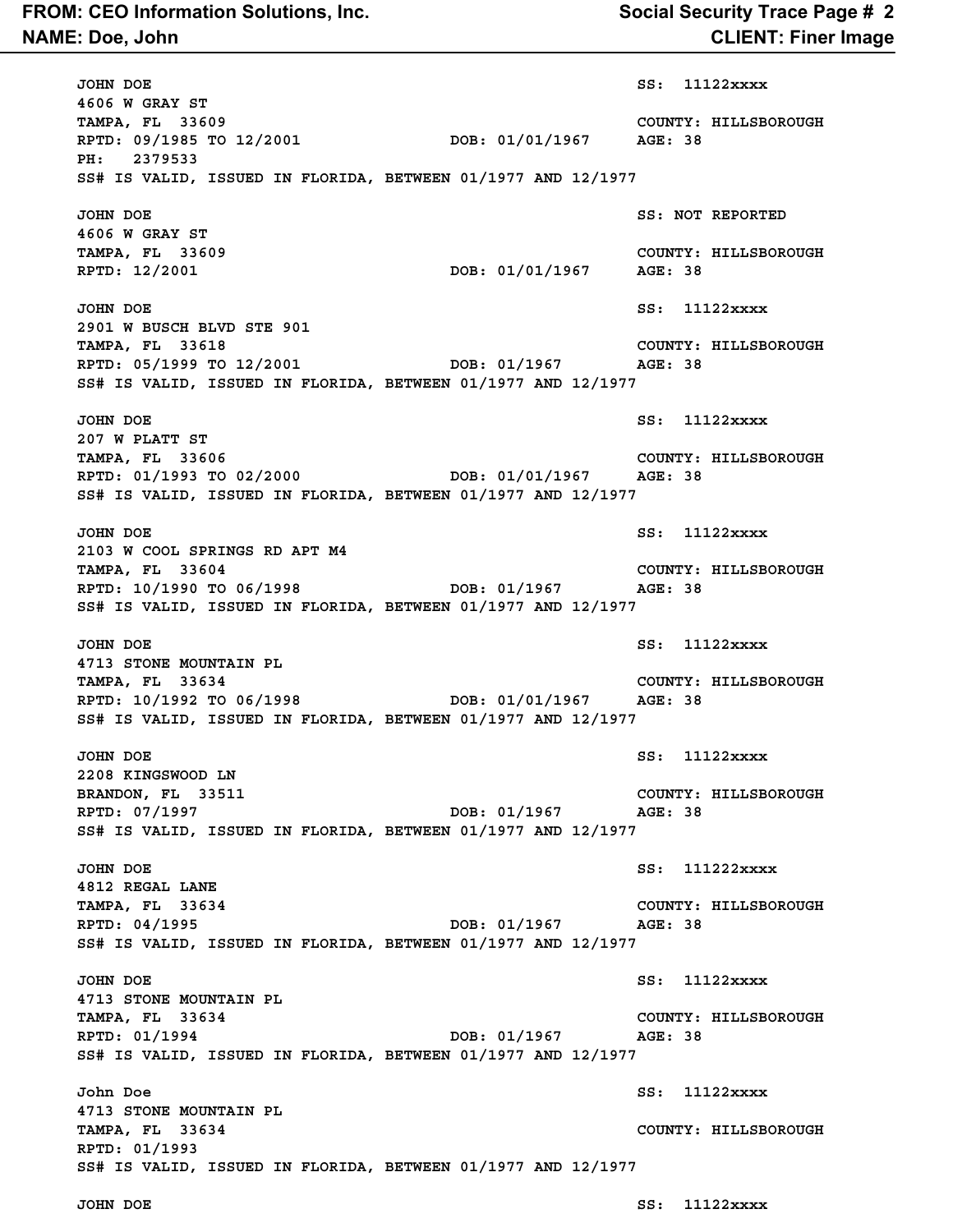```
JOHN DOE                                                      SS:  11122xxxx
4606 W GRAY ST
TAMPA, FL  33609                                              COUNTY: HILLSBOROUGH
RPTD: 09/1985 TO 12/2001           DOB: 01/01/1967     AGE: 38
PH:   2379533
SS# IS VALID, ISSUED IN FLORIDA, BETWEEN 01/1977 AND 12/1977

JOHN DOE                                                      SS: NOT REPORTED
4606 W GRAY ST
TAMPA, FL  33609                                              COUNTY: HILLSBOROUGH
RPTD: 12/2001                      DOB: 01/01/1967     AGE: 38

JOHN DOE                                                      SS:  11122xxxx
2901 W BUSCH BLVD STE 901
TAMPA, FL  33618                                              COUNTY: HILLSBOROUGH
RPTD: 05/1999 TO 12/2001           DOB: 01/1967        AGE: 38
SS# IS VALID, ISSUED IN FLORIDA, BETWEEN 01/1977 AND 12/1977

JOHN DOE                                                      SS:  11122xxxx
207 W PLATT ST
TAMPA, FL  33606                                              COUNTY: HILLSBOROUGH
RPTD: 01/1993 TO 02/2000           DOB: 01/01/1967     AGE: 38
SS# IS VALID, ISSUED IN FLORIDA, BETWEEN 01/1977 AND 12/1977

JOHN DOE                                                      SS:  11122xxxx
2103 W COOL SPRINGS RD APT M4
TAMPA, FL  33604                                              COUNTY: HILLSBOROUGH
RPTD: 10/1990 TO 06/1998           DOB: 01/1967        AGE: 38
SS# IS VALID, ISSUED IN FLORIDA, BETWEEN 01/1977 AND 12/1977

JOHN DOE                                                      SS:  11122xxxx
4713 STONE MOUNTAIN PL
TAMPA, FL  33634                                              COUNTY: HILLSBOROUGH
RPTD: 10/1992 TO 06/1998           DOB: 01/01/1967     AGE: 38
SS# IS VALID, ISSUED IN FLORIDA, BETWEEN 01/1977 AND 12/1977

JOHN DOE                                                      SS:  11122xxxx
2208 KINGSWOOD LN
BRANDON, FL  33511                                            COUNTY: HILLSBOROUGH
RPTD: 07/1997                      DOB: 01/1967        AGE: 38
SS# IS VALID, ISSUED IN FLORIDA, BETWEEN 01/1977 AND 12/1977

JOHN DOE                                                      SS:  111222xxxx
4812 REGAL LANE
TAMPA, FL  33634                                              COUNTY: HILLSBOROUGH
RPTD: 04/1995                      DOB: 01/1967        AGE: 38
SS# IS VALID, ISSUED IN FLORIDA, BETWEEN 01/1977 AND 12/1977

JOHN DOE                                                      SS:  11122xxxx
4713 STONE MOUNTAIN PL
TAMPA, FL  33634                                              COUNTY: HILLSBOROUGH
RPTD: 01/1994                      DOB: 01/1967        AGE: 38
SS# IS VALID, ISSUED IN FLORIDA, BETWEEN 01/1977 AND 12/1977

John Doe                                                      SS:  11122xxxx
4713 STONE MOUNTAIN PL
TAMPA, FL  33634                                              COUNTY: HILLSBOROUGH
RPTD: 01/1993
SS# IS VALID, ISSUED IN FLORIDA, BETWEEN 01/1977 AND 12/1977

JOHN DOE                                                      SS:  11122xxxx
```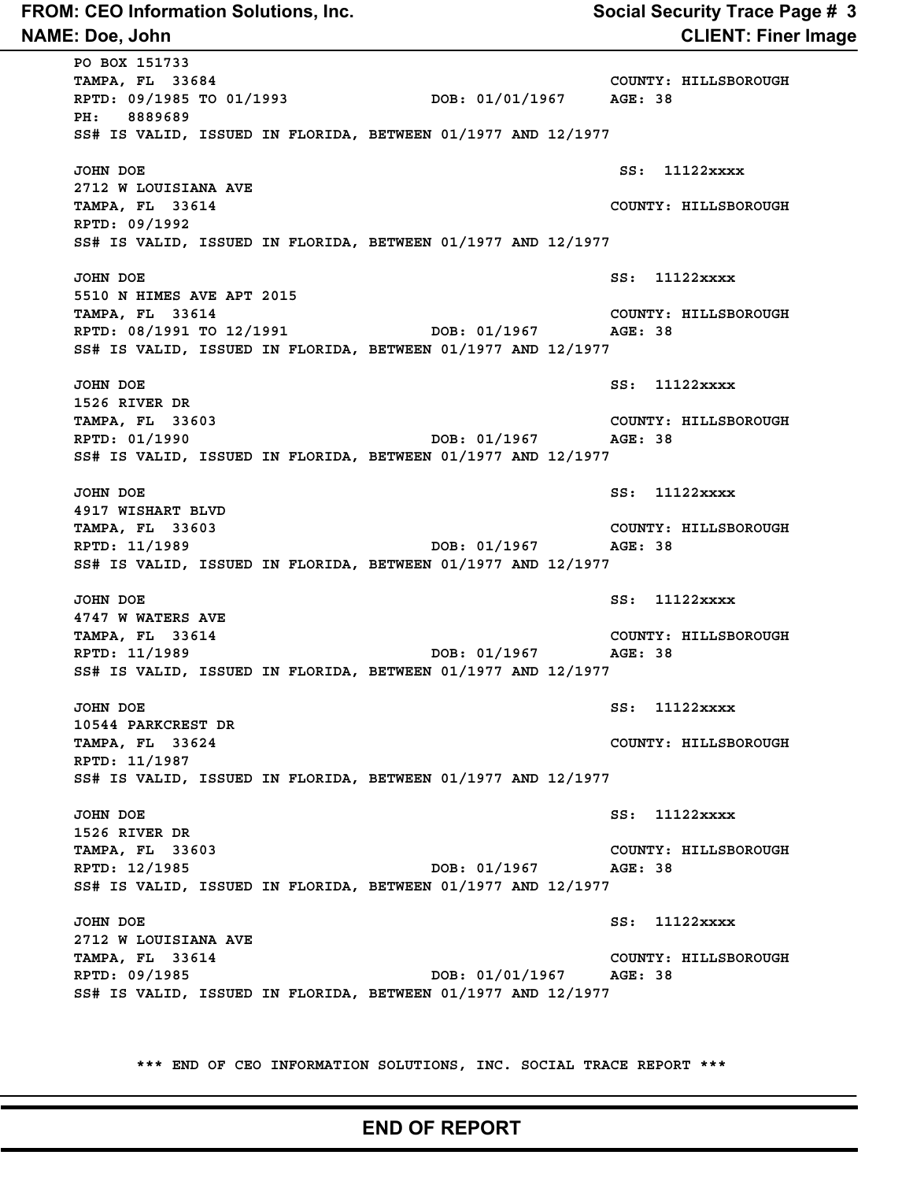PO BOX 151733
TAMPA, FL 33684 COUNTY: HILLSBOROUGH
RPTD: 09/1985 TO 01/1993 DOB: 01/01/1967 AGE: 38
PH: 8889689
SS# IS VALID, ISSUED IN FLORIDA, BETWEEN 01/1977 AND 12/1977

JOHN DOE SS: 11122xxxx
2712 W LOUISIANA AVE
TAMPA, FL 33614 COUNTY: HILLSBOROUGH
RPTD: 09/1992
SS# IS VALID, ISSUED IN FLORIDA, BETWEEN 01/1977 AND 12/1977

JOHN DOE SS: 11122xxxx
5510 N HIMES AVE APT 2015
TAMPA, FL 33614 COUNTY: HILLSBOROUGH
RPTD: 08/1991 TO 12/1991 DOB: 01/1967 AGE: 38
SS# IS VALID, ISSUED IN FLORIDA, BETWEEN 01/1977 AND 12/1977

JOHN DOE SS: 11122xxxx
1526 RIVER DR
TAMPA, FL 33603 COUNTY: HILLSBOROUGH
RPTD: 01/1990 DOB: 01/1967 AGE: 38
SS# IS VALID, ISSUED IN FLORIDA, BETWEEN 01/1977 AND 12/1977

JOHN DOE SS: 11122xxxx
4917 WISHART BLVD
TAMPA, FL 33603 COUNTY: HILLSBOROUGH
RPTD: 11/1989 DOB: 01/1967 AGE: 38
SS# IS VALID, ISSUED IN FLORIDA, BETWEEN 01/1977 AND 12/1977

JOHN DOE SS: 11122xxxx
4747 W WATERS AVE
TAMPA, FL 33614 COUNTY: HILLSBOROUGH
RPTD: 11/1989 DOB: 01/1967 AGE: 38
SS# IS VALID, ISSUED IN FLORIDA, BETWEEN 01/1977 AND 12/1977

JOHN DOE SS: 11122xxxx
10544 PARKCREST DR
TAMPA, FL 33624 COUNTY: HILLSBOROUGH
RPTD: 11/1987
SS# IS VALID, ISSUED IN FLORIDA, BETWEEN 01/1977 AND 12/1977

JOHN DOE SS: 11122xxxx
1526 RIVER DR
TAMPA, FL 33603 COUNTY: HILLSBOROUGH
RPTD: 12/1985 DOB: 01/1967 AGE: 38
SS# IS VALID, ISSUED IN FLORIDA, BETWEEN 01/1977 AND 12/1977

JOHN DOE SS: 11122xxxx
2712 W LOUISIANA AVE
TAMPA, FL 33614 COUNTY: HILLSBOROUGH
RPTD: 09/1985 DOB: 01/01/1967 AGE: 38
SS# IS VALID, ISSUED IN FLORIDA, BETWEEN 01/1977 AND 12/1977

*** END OF CEO INFORMATION SOLUTIONS, INC. SOCIAL TRACE REPORT ***

**END OF REPORT**